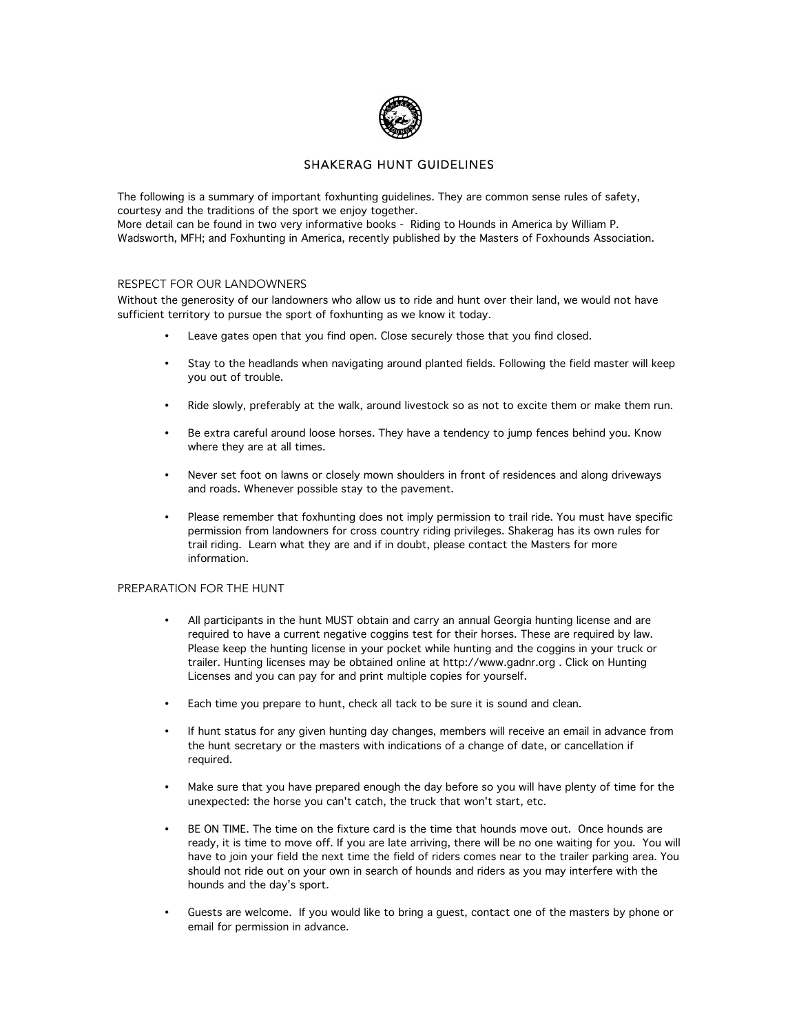# SHAKERAG HUNT GUIDELINES

The following is a summary of important foxhunting guidelines. They are common sense rules of safety, courtesy and the traditions of the sport we enjoy together.
More detail can be found in two very informative books - Riding to Hounds in America by William P. Wadsworth, MFH; and Foxhunting in America, recently published by the Masters of Foxhounds Association.

## RESPECT FOR OUR LANDOWNERS

Without the generosity of our landowners who allow us to ride and hunt over their land, we would not have sufficient territory to pursue the sport of foxhunting as we know it today.

- Leave gates open that you find open. Close securely those that you find closed.
- Stay to the headlands when navigating around planted fields. Following the field master will keep you out of trouble.
- Ride slowly, preferably at the walk, around livestock so as not to excite them or make them run.
- Be extra careful around loose horses. They have a tendency to jump fences behind you. Know where they are at all times.
- Never set foot on lawns or closely mown shoulders in front of residences and along driveways and roads. Whenever possible stay to the pavement.
- Please remember that foxhunting does not imply permission to trail ride. You must have specific permission from landowners for cross country riding privileges. Shakerag has its own rules for trail riding. Learn what they are and if in doubt, please contact the Masters for more information.

## PREPARATION FOR THE HUNT

- All participants in the hunt MUST obtain and carry an annual Georgia hunting license and are required to have a current negative coggins test for their horses. These are required by law. Please keep the hunting license in your pocket while hunting and the coggins in your truck or trailer. Hunting licenses may be obtained online at http://www.gadnr.org . Click on Hunting Licenses and you can pay for and print multiple copies for yourself.
- Each time you prepare to hunt, check all tack to be sure it is sound and clean.
- If hunt status for any given hunting day changes, members will receive an email in advance from the hunt secretary or the masters with indications of a change of date, or cancellation if required.
- Make sure that you have prepared enough the day before so you will have plenty of time for the unexpected: the horse you can't catch, the truck that won't start, etc.
- BE ON TIME. The time on the fixture card is the time that hounds move out. Once hounds are ready, it is time to move off. If you are late arriving, there will be no one waiting for you. You will have to join your field the next time the field of riders comes near to the trailer parking area. You should not ride out on your own in search of hounds and riders as you may interfere with the hounds and the day's sport.
- Guests are welcome. If you would like to bring a guest, contact one of the masters by phone or email for permission in advance.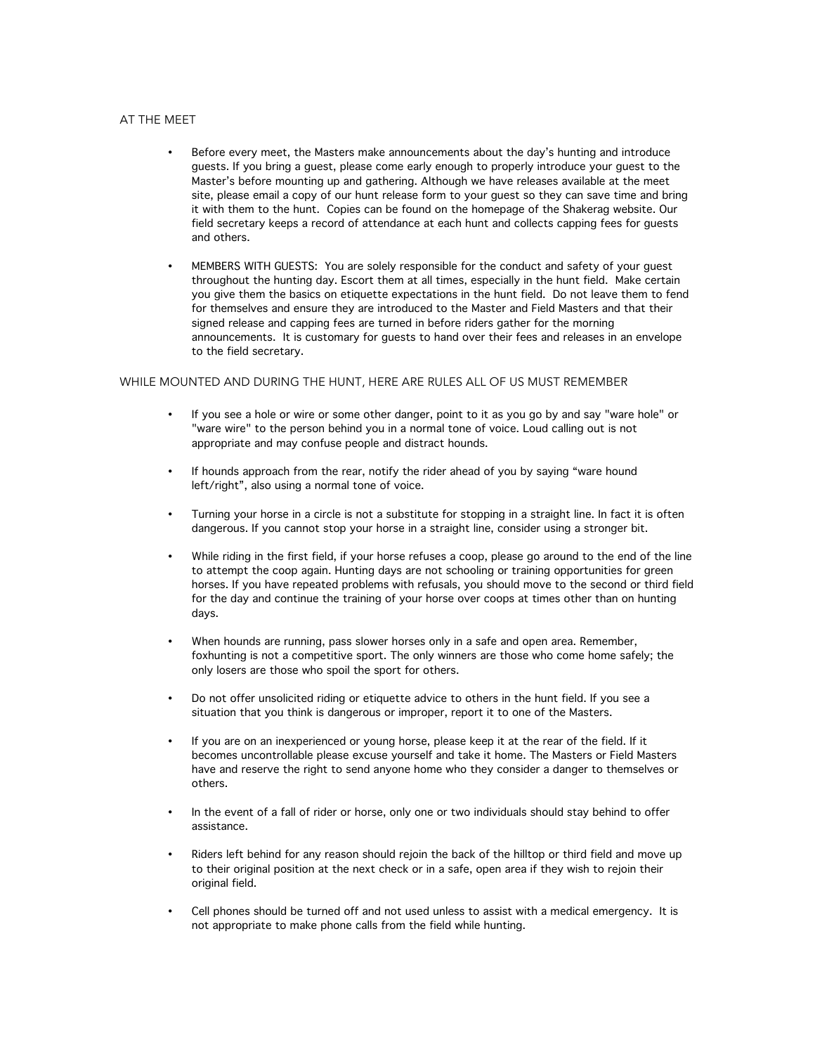## AT THE MEET

- Before every meet, the Masters make announcements about the day's hunting and introduce guests. If you bring a guest, please come early enough to properly introduce your guest to the Master's before mounting up and gathering. Although we have releases available at the meet site, please email a copy of our hunt release form to your guest so they can save time and bring it with them to the hunt. Copies can be found on the homepage of the Shakerag website. Our field secretary keeps a record of attendance at each hunt and collects capping fees for guests and others.

- MEMBERS WITH GUESTS: You are solely responsible for the conduct and safety of your guest throughout the hunting day. Escort them at all times, especially in the hunt field. Make certain you give them the basics on etiquette expectations in the hunt field. Do not leave them to fend for themselves and ensure they are introduced to the Master and Field Masters and that their signed release and capping fees are turned in before riders gather for the morning announcements. It is customary for guests to hand over their fees and releases in an envelope to the field secretary.

## WHILE MOUNTED AND DURING THE HUNT, HERE ARE RULES ALL OF US MUST REMEMBER

- If you see a hole or wire or some other danger, point to it as you go by and say "ware hole" or "ware wire" to the person behind you in a normal tone of voice. Loud calling out is not appropriate and may confuse people and distract hounds.

- If hounds approach from the rear, notify the rider ahead of you by saying "ware hound left/right", also using a normal tone of voice.

- Turning your horse in a circle is not a substitute for stopping in a straight line. In fact it is often dangerous. If you cannot stop your horse in a straight line, consider using a stronger bit.

- While riding in the first field, if your horse refuses a coop, please go around to the end of the line to attempt the coop again. Hunting days are not schooling or training opportunities for green horses. If you have repeated problems with refusals, you should move to the second or third field for the day and continue the training of your horse over coops at times other than on hunting days.

- When hounds are running, pass slower horses only in a safe and open area. Remember, foxhunting is not a competitive sport. The only winners are those who come home safely; the only losers are those who spoil the sport for others.

- Do not offer unsolicited riding or etiquette advice to others in the hunt field. If you see a situation that you think is dangerous or improper, report it to one of the Masters.

- If you are on an inexperienced or young horse, please keep it at the rear of the field. If it becomes uncontrollable please excuse yourself and take it home. The Masters or Field Masters have and reserve the right to send anyone home who they consider a danger to themselves or others.

- In the event of a fall of rider or horse, only one or two individuals should stay behind to offer assistance.

- Riders left behind for any reason should rejoin the back of the hilltop or third field and move up to their original position at the next check or in a safe, open area if they wish to rejoin their original field.

- Cell phones should be turned off and not used unless to assist with a medical emergency. It is not appropriate to make phone calls from the field while hunting.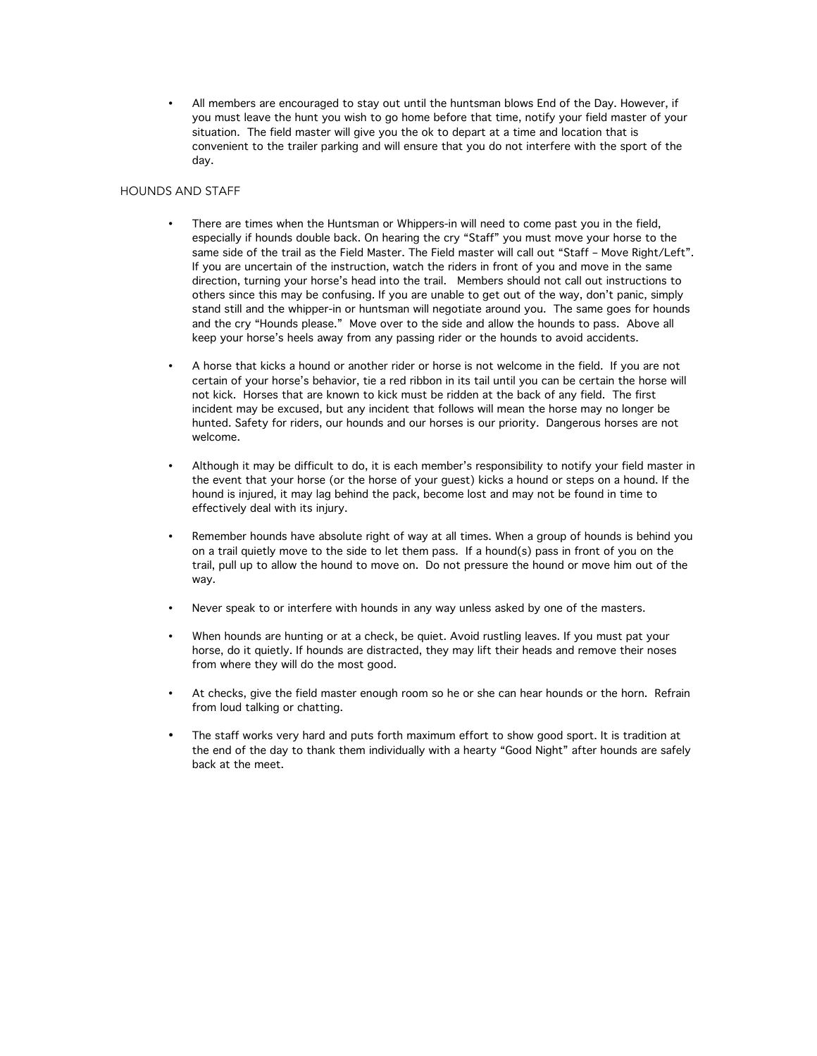- All members are encouraged to stay out until the huntsman blows End of the Day. However, if you must leave the hunt you wish to go home before that time, notify your field master of your situation. The field master will give you the ok to depart at a time and location that is convenient to the trailer parking and will ensure that you do not interfere with the sport of the day.

## HOUNDS AND STAFF

- There are times when the Huntsman or Whippers-in will need to come past you in the field, especially if hounds double back. On hearing the cry "Staff" you must move your horse to the same side of the trail as the Field Master. The Field master will call out "Staff – Move Right/Left". If you are uncertain of the instruction, watch the riders in front of you and move in the same direction, turning your horse's head into the trail. Members should not call out instructions to others since this may be confusing. If you are unable to get out of the way, don't panic, simply stand still and the whipper-in or huntsman will negotiate around you. The same goes for hounds and the cry "Hounds please." Move over to the side and allow the hounds to pass. Above all keep your horse's heels away from any passing rider or the hounds to avoid accidents.

- A horse that kicks a hound or another rider or horse is not welcome in the field. If you are not certain of your horse's behavior, tie a red ribbon in its tail until you can be certain the horse will not kick. Horses that are known to kick must be ridden at the back of any field. The first incident may be excused, but any incident that follows will mean the horse may no longer be hunted. Safety for riders, our hounds and our horses is our priority. Dangerous horses are not welcome.

- Although it may be difficult to do, it is each member's responsibility to notify your field master in the event that your horse (or the horse of your guest) kicks a hound or steps on a hound. If the hound is injured, it may lag behind the pack, become lost and may not be found in time to effectively deal with its injury.

- Remember hounds have absolute right of way at all times. When a group of hounds is behind you on a trail quietly move to the side to let them pass. If a hound(s) pass in front of you on the trail, pull up to allow the hound to move on. Do not pressure the hound or move him out of the way.

- Never speak to or interfere with hounds in any way unless asked by one of the masters.

- When hounds are hunting or at a check, be quiet. Avoid rustling leaves. If you must pat your horse, do it quietly. If hounds are distracted, they may lift their heads and remove their noses from where they will do the most good.

- At checks, give the field master enough room so he or she can hear hounds or the horn. Refrain from loud talking or chatting.

- The staff works very hard and puts forth maximum effort to show good sport. It is tradition at the end of the day to thank them individually with a hearty "Good Night" after hounds are safely back at the meet.